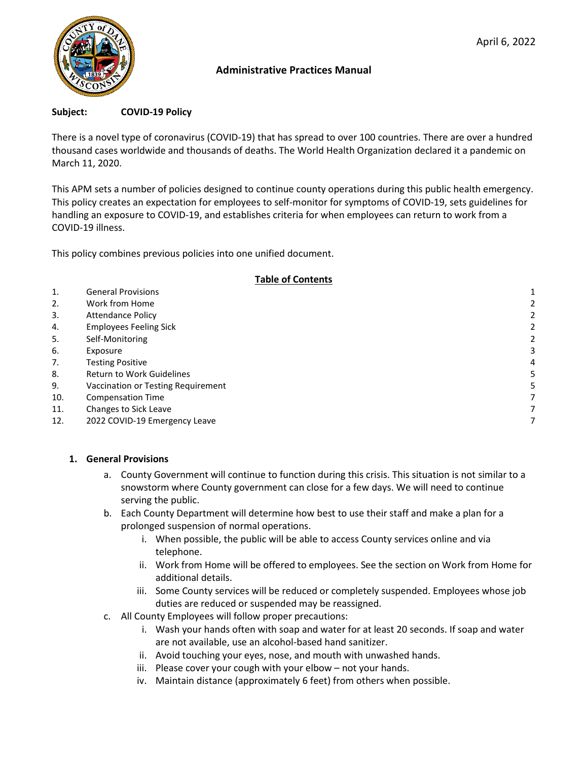April 6, 2022

# Administrative Practices Manual

**Subject: COVID-19 Policy**

There is a novel type of coronavirus (COVID-19) that has spread to over 100 countries. There are over a hundred thousand cases worldwide and thousands of deaths. The World Health Organization declared it a pandemic on March 11, 2020.

This APM sets a number of policies designed to continue county operations during this public health emergency. This policy creates an expectation for employees to self-monitor for symptoms of COVID-19, sets guidelines for handling an exposure to COVID-19, and establishes criteria for when employees can return to work from a COVID-19 illness.

This policy combines previous policies into one unified document.

## Table of Contents

| | | |
|---|---|---|
| 1. | General Provisions | 1 |
| 2. | Work from Home | 2 |
| 3. | Attendance Policy | 2 |
| 4. | Employees Feeling Sick | 2 |
| 5. | Self-Monitoring | 2 |
| 6. | Exposure | 3 |
| 7. | Testing Positive | 4 |
| 8. | Return to Work Guidelines | 5 |
| 9. | Vaccination or Testing Requirement | 5 |
| 10. | Compensation Time | 7 |
| 11. | Changes to Sick Leave | 7 |
| 12. | 2022 COVID-19 Emergency Leave | 7 |

## 1. General Provisions

a. County Government will continue to function during this crisis. This situation is not similar to a snowstorm where County government can close for a few days. We will need to continue serving the public.

b. Each County Department will determine how best to use their staff and make a plan for a prolonged suspension of normal operations.
   - i. When possible, the public will be able to access County services online and via telephone.
   - ii. Work from Home will be offered to employees. See the section on Work from Home for additional details.
   - iii. Some County services will be reduced or completely suspended. Employees whose job duties are reduced or suspended may be reassigned.

c. All County Employees will follow proper precautions:
   - i. Wash your hands often with soap and water for at least 20 seconds. If soap and water are not available, use an alcohol-based hand sanitizer.
   - ii. Avoid touching your eyes, nose, and mouth with unwashed hands.
   - iii. Please cover your cough with your elbow – not your hands.
   - iv. Maintain distance (approximately 6 feet) from others when possible.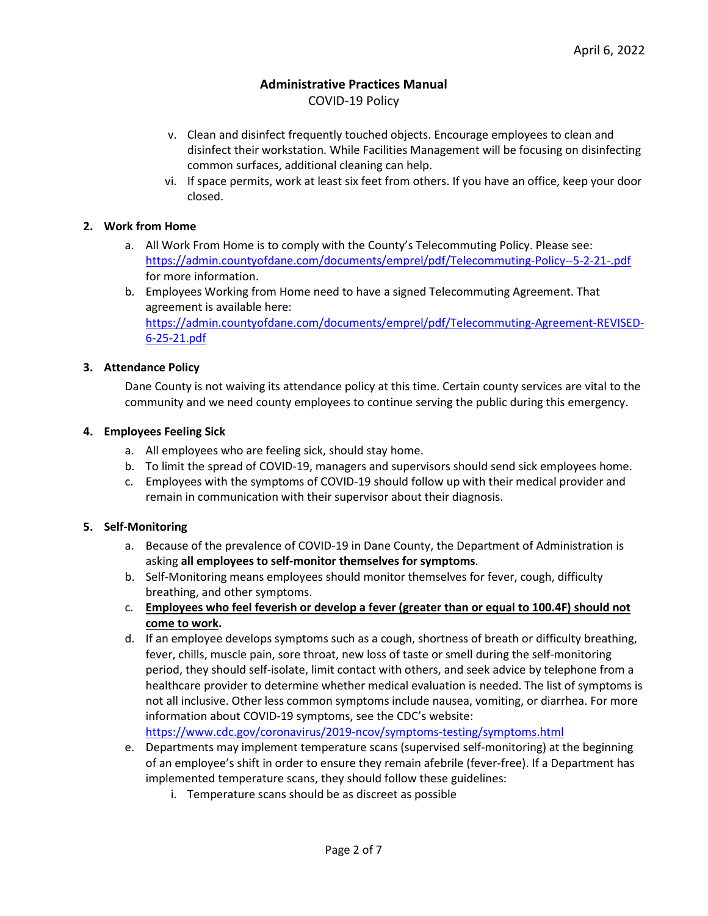v. Clean and disinfect frequently touched objects. Encourage employees to clean and disinfect their workstation. While Facilities Management will be focusing on disinfecting common surfaces, additional cleaning can help.

vi. If space permits, work at least six feet from others. If you have an office, keep your door closed.

**2. Work from Home**

a. All Work From Home is to comply with the County's Telecommuting Policy. Please see: https://admin.countyofdane.com/documents/emprel/pdf/Telecommuting-Policy--5-2-21-.pdf for more information.

b. Employees Working from Home need to have a signed Telecommuting Agreement. That agreement is available here: https://admin.countyofdane.com/documents/emprel/pdf/Telecommuting-Agreement-REVISED-6-25-21.pdf

**3. Attendance Policy**

Dane County is not waiving its attendance policy at this time. Certain county services are vital to the community and we need county employees to continue serving the public during this emergency.

**4. Employees Feeling Sick**

a. All employees who are feeling sick, should stay home.

b. To limit the spread of COVID-19, managers and supervisors should send sick employees home.

c. Employees with the symptoms of COVID-19 should follow up with their medical provider and remain in communication with their supervisor about their diagnosis.

**5. Self-Monitoring**

a. Because of the prevalence of COVID-19 in Dane County, the Department of Administration is asking **all employees to self-monitor themselves for symptoms**.

b. Self-Monitoring means employees should monitor themselves for fever, cough, difficulty breathing, and other symptoms.

c. **<u>Employees who feel feverish or develop a fever (greater than or equal to 100.4F) should not come to work</u>.**

d. If an employee develops symptoms such as a cough, shortness of breath or difficulty breathing, fever, chills, muscle pain, sore throat, new loss of taste or smell during the self-monitoring period, they should self-isolate, limit contact with others, and seek advice by telephone from a healthcare provider to determine whether medical evaluation is needed. The list of symptoms is not all inclusive. Other less common symptoms include nausea, vomiting, or diarrhea. For more information about COVID-19 symptoms, see the CDC's website: https://www.cdc.gov/coronavirus/2019-ncov/symptoms-testing/symptoms.html

e. Departments may implement temperature scans (supervised self-monitoring) at the beginning of an employee's shift in order to ensure they remain afebrile (fever-free). If a Department has implemented temperature scans, they should follow these guidelines:

   i. Temperature scans should be as discreet as possible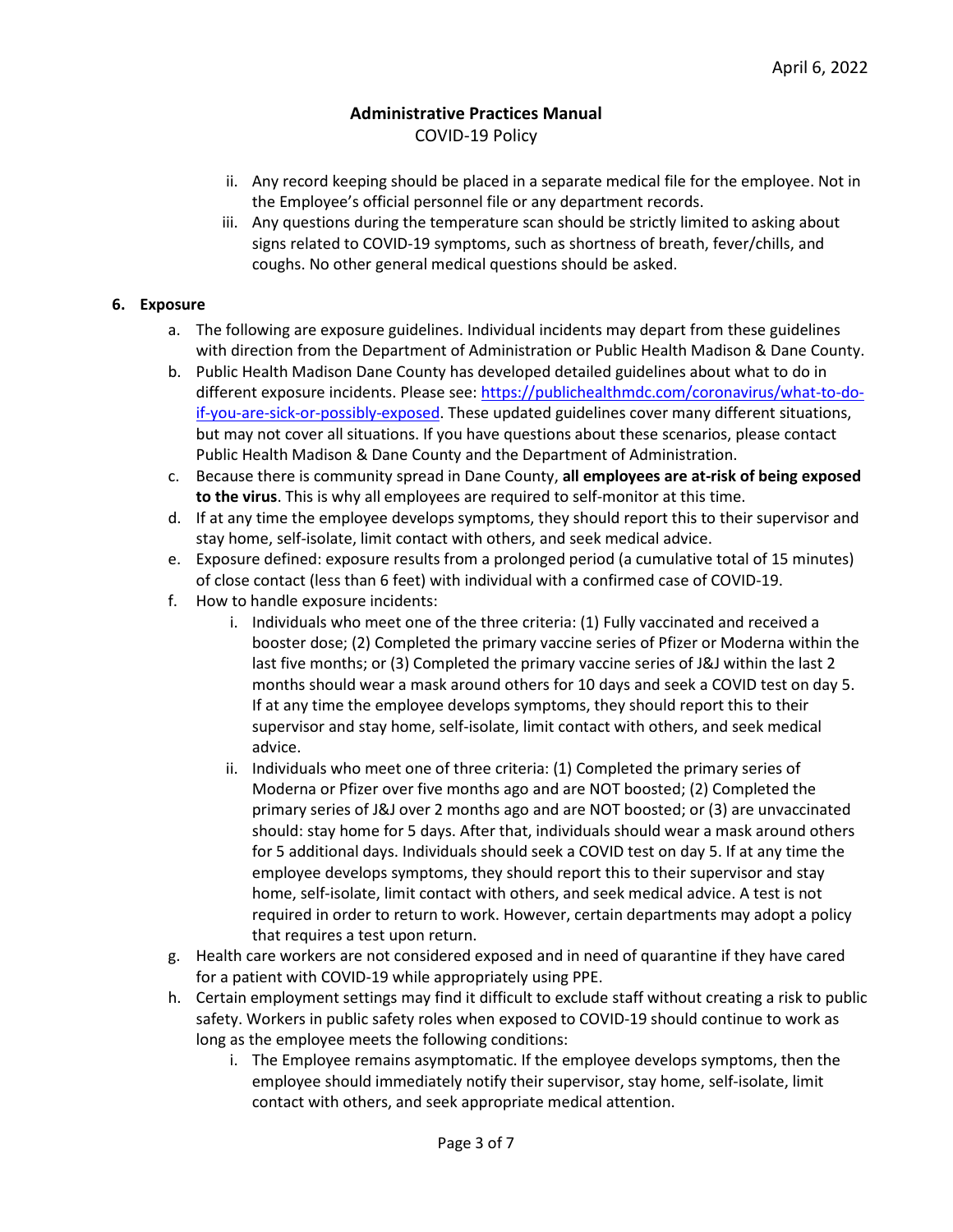ii. Any record keeping should be placed in a separate medical file for the employee. Not in the Employee's official personnel file or any department records.

iii. Any questions during the temperature scan should be strictly limited to asking about signs related to COVID-19 symptoms, such as shortness of breath, fever/chills, and coughs. No other general medical questions should be asked.

**6. Exposure**

a. The following are exposure guidelines. Individual incidents may depart from these guidelines with direction from the Department of Administration or Public Health Madison & Dane County.

b. Public Health Madison Dane County has developed detailed guidelines about what to do in different exposure incidents. Please see: [https://publichealthmdc.com/coronavirus/what-to-do-if-you-are-sick-or-possibly-exposed](https://publichealthmdc.com/coronavirus/what-to-do-if-you-are-sick-or-possibly-exposed). These updated guidelines cover many different situations, but may not cover all situations. If you have questions about these scenarios, please contact Public Health Madison & Dane County and the Department of Administration.

c. Because there is community spread in Dane County, **all employees are at-risk of being exposed to the virus**. This is why all employees are required to self-monitor at this time.

d. If at any time the employee develops symptoms, they should report this to their supervisor and stay home, self-isolate, limit contact with others, and seek medical advice.

e. Exposure defined: exposure results from a prolonged period (a cumulative total of 15 minutes) of close contact (less than 6 feet) with individual with a confirmed case of COVID-19.

f. How to handle exposure incidents:

   i. Individuals who meet one of the three criteria: (1) Fully vaccinated and received a booster dose; (2) Completed the primary vaccine series of Pfizer or Moderna within the last five months; or (3) Completed the primary vaccine series of J&J within the last 2 months should wear a mask around others for 10 days and seek a COVID test on day 5. If at any time the employee develops symptoms, they should report this to their supervisor and stay home, self-isolate, limit contact with others, and seek medical advice.

   ii. Individuals who meet one of three criteria: (1) Completed the primary series of Moderna or Pfizer over five months ago and are NOT boosted; (2) Completed the primary series of J&J over 2 months ago and are NOT boosted; or (3) are unvaccinated should: stay home for 5 days. After that, individuals should wear a mask around others for 5 additional days. Individuals should seek a COVID test on day 5. If at any time the employee develops symptoms, they should report this to their supervisor and stay home, self-isolate, limit contact with others, and seek medical advice. A test is not required in order to return to work. However, certain departments may adopt a policy that requires a test upon return.

g. Health care workers are not considered exposed and in need of quarantine if they have cared for a patient with COVID-19 while appropriately using PPE.

h. Certain employment settings may find it difficult to exclude staff without creating a risk to public safety. Workers in public safety roles when exposed to COVID-19 should continue to work as long as the employee meets the following conditions:

   i. The Employee remains asymptomatic. If the employee develops symptoms, then the employee should immediately notify their supervisor, stay home, self-isolate, limit contact with others, and seek appropriate medical attention.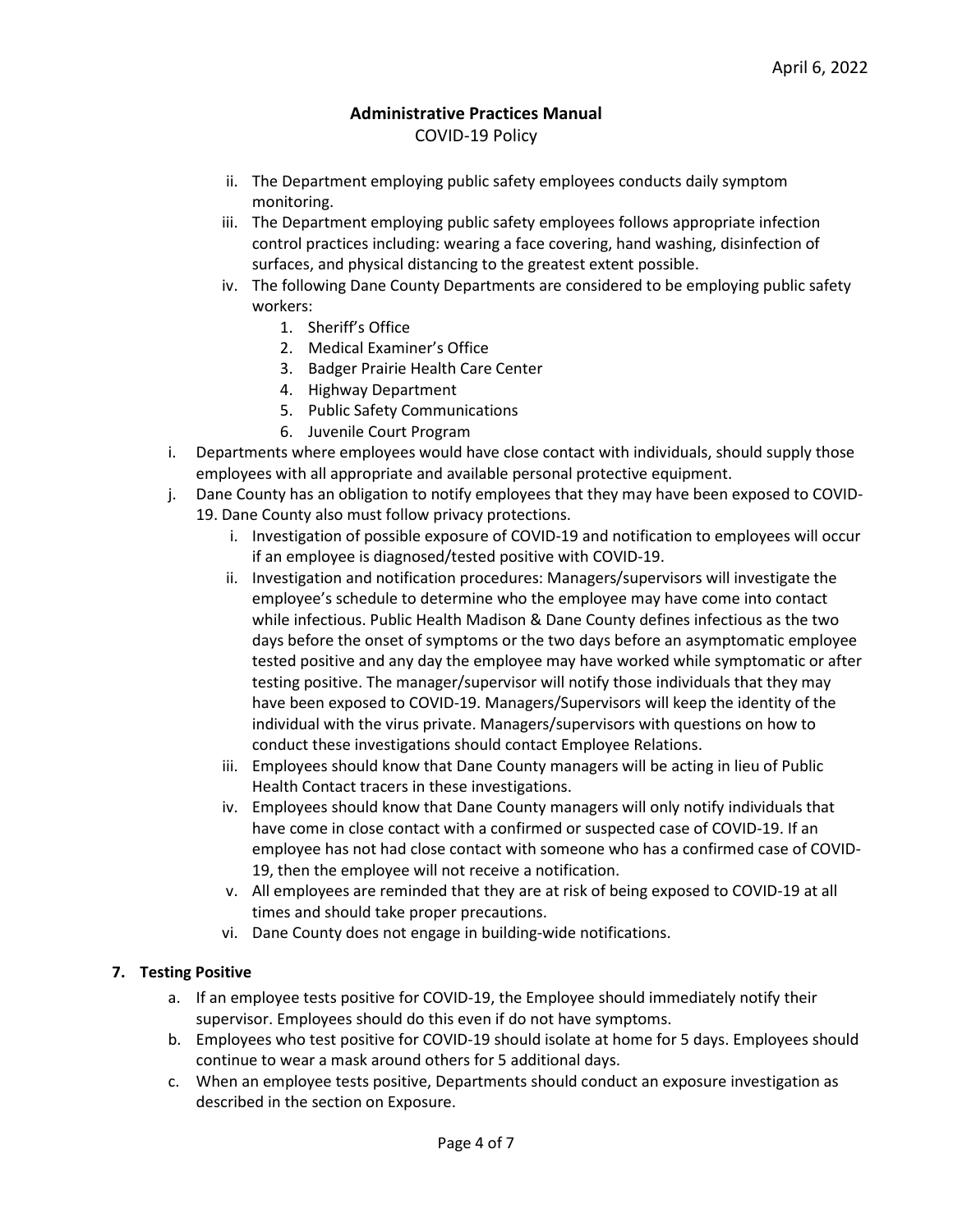ii. The Department employing public safety employees conducts daily symptom monitoring.
iii. The Department employing public safety employees follows appropriate infection control practices including: wearing a face covering, hand washing, disinfection of surfaces, and physical distancing to the greatest extent possible.
iv. The following Dane County Departments are considered to be employing public safety workers:
    1. Sheriff's Office
    2. Medical Examiner's Office
    3. Badger Prairie Health Care Center
    4. Highway Department
    5. Public Safety Communications
    6. Juvenile Court Program

i. Departments where employees would have close contact with individuals, should supply those employees with all appropriate and available personal protective equipment.

j. Dane County has an obligation to notify employees that they may have been exposed to COVID-19. Dane County also must follow privacy protections.
   i. Investigation of possible exposure of COVID-19 and notification to employees will occur if an employee is diagnosed/tested positive with COVID-19.
   ii. Investigation and notification procedures: Managers/supervisors will investigate the employee's schedule to determine who the employee may have come into contact while infectious. Public Health Madison & Dane County defines infectious as the two days before the onset of symptoms or the two days before an asymptomatic employee tested positive and any day the employee may have worked while symptomatic or after testing positive. The manager/supervisor will notify those individuals that they may have been exposed to COVID-19. Managers/Supervisors will keep the identity of the individual with the virus private. Managers/supervisors with questions on how to conduct these investigations should contact Employee Relations.
   iii. Employees should know that Dane County managers will be acting in lieu of Public Health Contact tracers in these investigations.
   iv. Employees should know that Dane County managers will only notify individuals that have come in close contact with a confirmed or suspected case of COVID-19. If an employee has not had close contact with someone who has a confirmed case of COVID-19, then the employee will not receive a notification.
   v. All employees are reminded that they are at risk of being exposed to COVID-19 at all times and should take proper precautions.
   vi. Dane County does not engage in building-wide notifications.

## 7. Testing Positive

a. If an employee tests positive for COVID-19, the Employee should immediately notify their supervisor. Employees should do this even if do not have symptoms.
b. Employees who test positive for COVID-19 should isolate at home for 5 days. Employees should continue to wear a mask around others for 5 additional days.
c. When an employee tests positive, Departments should conduct an exposure investigation as described in the section on Exposure.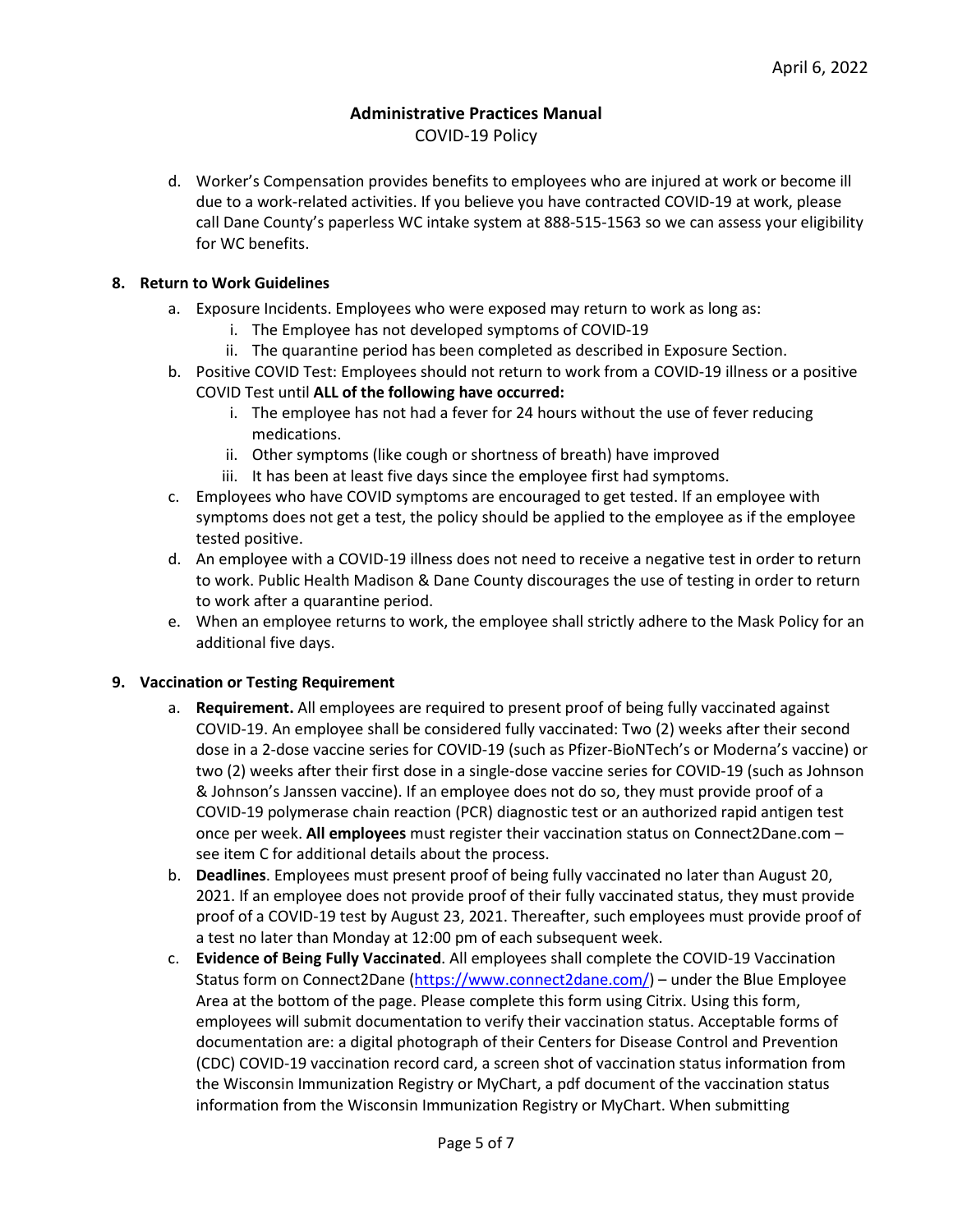d. Worker's Compensation provides benefits to employees who are injured at work or become ill due to a work-related activities. If you believe you have contracted COVID-19 at work, please call Dane County's paperless WC intake system at 888-515-1563 so we can assess your eligibility for WC benefits.

**8. Return to Work Guidelines**

a. Exposure Incidents. Employees who were exposed may return to work as long as:
   i. The Employee has not developed symptoms of COVID-19
   ii. The quarantine period has been completed as described in Exposure Section.

b. Positive COVID Test: Employees should not return to work from a COVID-19 illness or a positive COVID Test until **ALL of the following have occurred:**
   i. The employee has not had a fever for 24 hours without the use of fever reducing medications.
   ii. Other symptoms (like cough or shortness of breath) have improved
   iii. It has been at least five days since the employee first had symptoms.

c. Employees who have COVID symptoms are encouraged to get tested. If an employee with symptoms does not get a test, the policy should be applied to the employee as if the employee tested positive.

d. An employee with a COVID-19 illness does not need to receive a negative test in order to return to work. Public Health Madison & Dane County discourages the use of testing in order to return to work after a quarantine period.

e. When an employee returns to work, the employee shall strictly adhere to the Mask Policy for an additional five days.

**9. Vaccination or Testing Requirement**

a. **Requirement.** All employees are required to present proof of being fully vaccinated against COVID-19. An employee shall be considered fully vaccinated: Two (2) weeks after their second dose in a 2-dose vaccine series for COVID-19 (such as Pfizer-BioNTech's or Moderna's vaccine) or two (2) weeks after their first dose in a single-dose vaccine series for COVID-19 (such as Johnson & Johnson's Janssen vaccine). If an employee does not do so, they must provide proof of a COVID-19 polymerase chain reaction (PCR) diagnostic test or an authorized rapid antigen test once per week. **All employees** must register their vaccination status on Connect2Dane.com – see item C for additional details about the process.

b. **Deadlines**. Employees must present proof of being fully vaccinated no later than August 20, 2021. If an employee does not provide proof of their fully vaccinated status, they must provide proof of a COVID-19 test by August 23, 2021. Thereafter, such employees must provide proof of a test no later than Monday at 12:00 pm of each subsequent week.

c. **Evidence of Being Fully Vaccinated**. All employees shall complete the COVID-19 Vaccination Status form on Connect2Dane (https://www.connect2dane.com/) – under the Blue Employee Area at the bottom of the page. Please complete this form using Citrix. Using this form, employees will submit documentation to verify their vaccination status. Acceptable forms of documentation are: a digital photograph of their Centers for Disease Control and Prevention (CDC) COVID-19 vaccination record card, a screen shot of vaccination status information from the Wisconsin Immunization Registry or MyChart, a pdf document of the vaccination status information from the Wisconsin Immunization Registry or MyChart. When submitting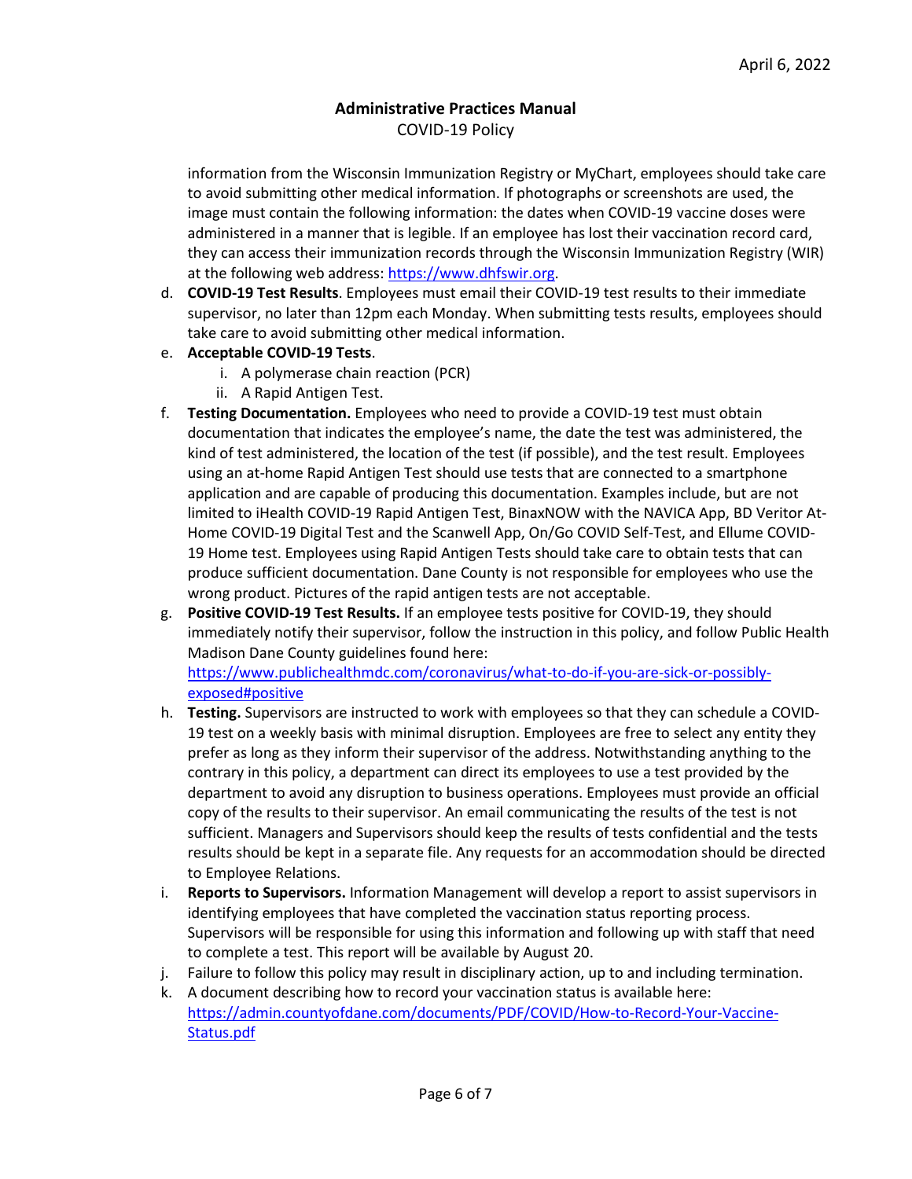information from the Wisconsin Immunization Registry or MyChart, employees should take care to avoid submitting other medical information. If photographs or screenshots are used, the image must contain the following information: the dates when COVID-19 vaccine doses were administered in a manner that is legible. If an employee has lost their vaccination record card, they can access their immunization records through the Wisconsin Immunization Registry (WIR) at the following web address: [https://www.dhfswir.org](https://www.dhfswir.org).

d. **COVID-19 Test Results**. Employees must email their COVID-19 test results to their immediate supervisor, no later than 12pm each Monday. When submitting tests results, employees should take care to avoid submitting other medical information.

e. **Acceptable COVID-19 Tests**.
    i. A polymerase chain reaction (PCR)
    ii. A Rapid Antigen Test.

f. **Testing Documentation.** Employees who need to provide a COVID-19 test must obtain documentation that indicates the employee's name, the date the test was administered, the kind of test administered, the location of the test (if possible), and the test result. Employees using an at-home Rapid Antigen Test should use tests that are connected to a smartphone application and are capable of producing this documentation. Examples include, but are not limited to iHealth COVID-19 Rapid Antigen Test, BinaxNOW with the NAVICA App, BD Veritor At-Home COVID-19 Digital Test and the Scanwell App, On/Go COVID Self-Test, and Ellume COVID-19 Home test. Employees using Rapid Antigen Tests should take care to obtain tests that can produce sufficient documentation. Dane County is not responsible for employees who use the wrong product. Pictures of the rapid antigen tests are not acceptable.

g. **Positive COVID-19 Test Results.** If an employee tests positive for COVID-19, they should immediately notify their supervisor, follow the instruction in this policy, and follow Public Health Madison Dane County guidelines found here: [https://www.publichealthmdc.com/coronavirus/what-to-do-if-you-are-sick-or-possibly-exposed#positive](https://www.publichealthmdc.com/coronavirus/what-to-do-if-you-are-sick-or-possibly-exposed#positive)

h. **Testing.** Supervisors are instructed to work with employees so that they can schedule a COVID-19 test on a weekly basis with minimal disruption. Employees are free to select any entity they prefer as long as they inform their supervisor of the address. Notwithstanding anything to the contrary in this policy, a department can direct its employees to use a test provided by the department to avoid any disruption to business operations. Employees must provide an official copy of the results to their supervisor. An email communicating the results of the test is not sufficient. Managers and Supervisors should keep the results of tests confidential and the tests results should be kept in a separate file. Any requests for an accommodation should be directed to Employee Relations.

i. **Reports to Supervisors.** Information Management will develop a report to assist supervisors in identifying employees that have completed the vaccination status reporting process. Supervisors will be responsible for using this information and following up with staff that need to complete a test. This report will be available by August 20.

j. Failure to follow this policy may result in disciplinary action, up to and including termination.

k. A document describing how to record your vaccination status is available here: [https://admin.countyofdane.com/documents/PDF/COVID/How-to-Record-Your-Vaccine-Status.pdf](https://admin.countyofdane.com/documents/PDF/COVID/How-to-Record-Your-Vaccine-Status.pdf)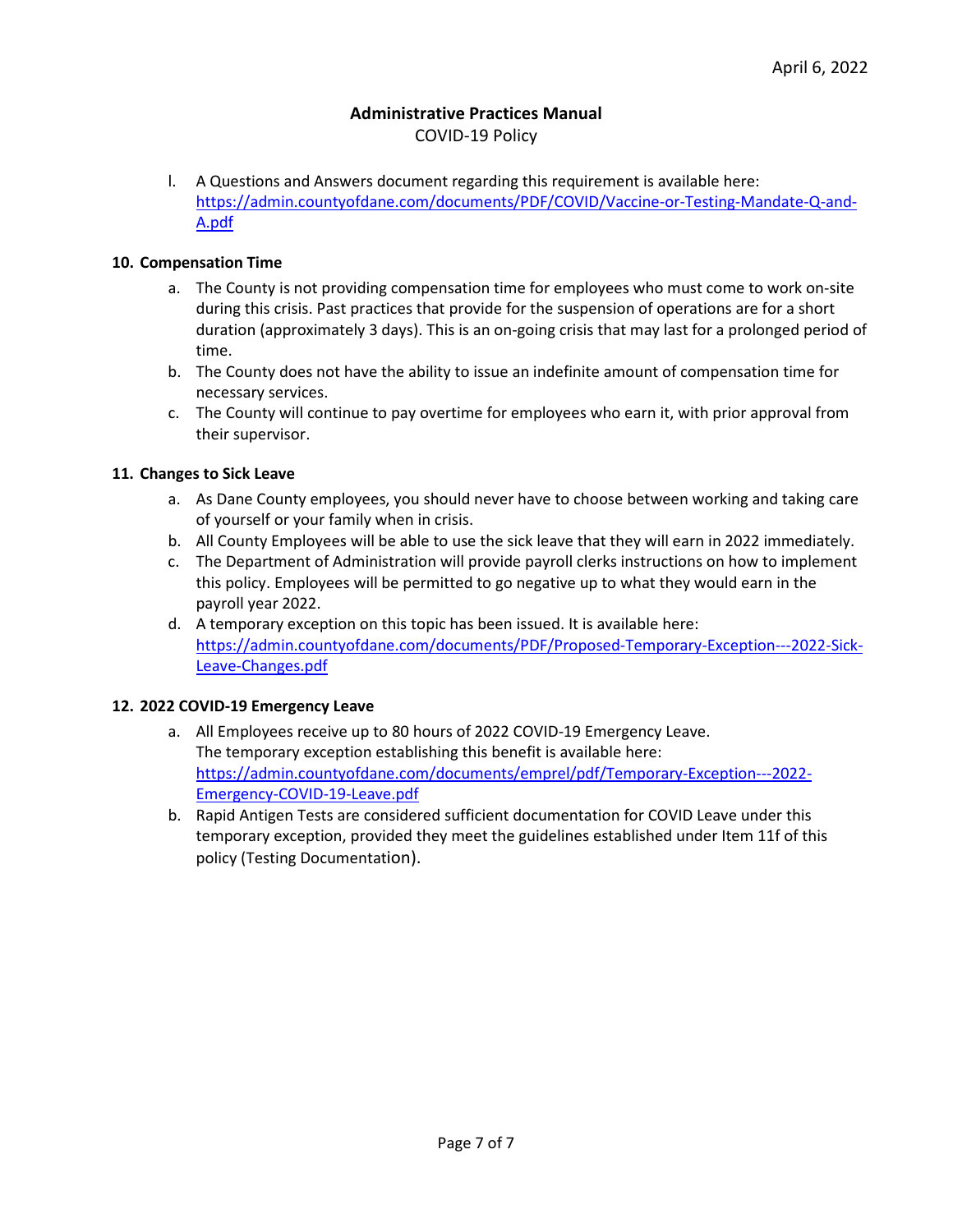l. A Questions and Answers document regarding this requirement is available here: https://admin.countyofdane.com/documents/PDF/COVID/Vaccine-or-Testing-Mandate-Q-and-A.pdf

**10. Compensation Time**

a. The County is not providing compensation time for employees who must come to work on-site during this crisis. Past practices that provide for the suspension of operations are for a short duration (approximately 3 days). This is an on-going crisis that may last for a prolonged period of time.
b. The County does not have the ability to issue an indefinite amount of compensation time for necessary services.
c. The County will continue to pay overtime for employees who earn it, with prior approval from their supervisor.

**11. Changes to Sick Leave**

a. As Dane County employees, you should never have to choose between working and taking care of yourself or your family when in crisis.
b. All County Employees will be able to use the sick leave that they will earn in 2022 immediately.
c. The Department of Administration will provide payroll clerks instructions on how to implement this policy. Employees will be permitted to go negative up to what they would earn in the payroll year 2022.
d. A temporary exception on this topic has been issued. It is available here: https://admin.countyofdane.com/documents/PDF/Proposed-Temporary-Exception---2022-Sick-Leave-Changes.pdf

**12. 2022 COVID-19 Emergency Leave**

a. All Employees receive up to 80 hours of 2022 COVID-19 Emergency Leave. The temporary exception establishing this benefit is available here: https://admin.countyofdane.com/documents/emprel/pdf/Temporary-Exception---2022-Emergency-COVID-19-Leave.pdf
b. Rapid Antigen Tests are considered sufficient documentation for COVID Leave under this temporary exception, provided they meet the guidelines established under Item 11f of this policy (Testing Documentation).